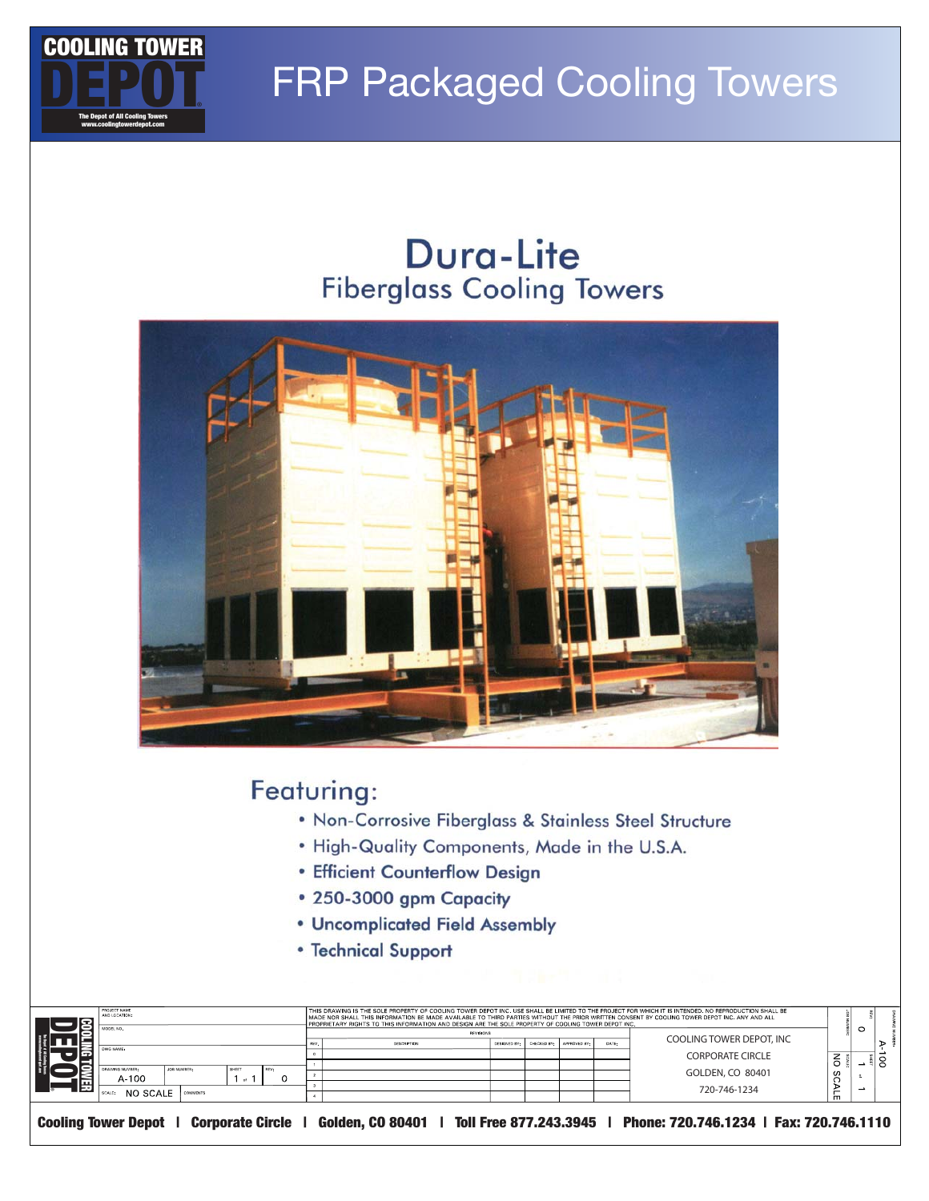# FRP Packaged Cooling Towers

## Dura-Lite
### Fiberglass Cooling Towers

## Featuring:

- Non-Corrosive Fiberglass & Stainless Steel Structure
- High-Quality Components, Made in the U.S.A.
- Efficient Counterflow Design
- 250-3000 gpm Capacity
- Uncomplicated Field Assembly
- Technical Support

| PROJECT NAME AND LOCATION: | | | |
|---|---|---|---|
| MODEL NO. | | | |
| DWG NAME: | | | |
| DRAWING NUMBER: A-100 | JOB NUMBER: | SHEET: 1 of 1 | REV: 0 |
| SCALE: NO SCALE | COMMENTS: | | |

THIS DRAWING IS THE SOLE PROPERTY OF COOLING TOWER DEPOT INC. USE SHALL BE LIMITED TO THE PROJECT FOR WHICH IT IS INTENDED. NO REPRODUCTION SHALL BE MADE NOR SHALL THIS INFORMATION BE MADE AVAILABLE TO THIRD PARTIES WITHOUT THE PRIOR WRITTEN CONSENT BY COOLING TOWER DEPOT INC. ANY AND ALL PROPRIETARY RIGHTS TO THIS INFORMATION AND DESIGN ARE THE SOLE PROPERTY OF COOLING TOWER DEPOT INC.

| REV. | DESCRIPTION | DESIGNED BY: | CHECKED BY: | APPROVED BY: | DATE: |
|---|---|---|---|---|---|
| 0 | | | | | |
| 1 | | | | | |
| 2 | | | | | |
| 3 | | | | | |
| 4 | | | | | |

COOLING TOWER DEPOT, INC
CORPORATE CIRCLE
GOLDEN, CO 80401
720-746-1234

Cooling Tower Depot | Corporate Circle | Golden, CO 80401 | Toll Free 877.243.3945 | Phone: 720.746.1234 | Fax: 720.746.1110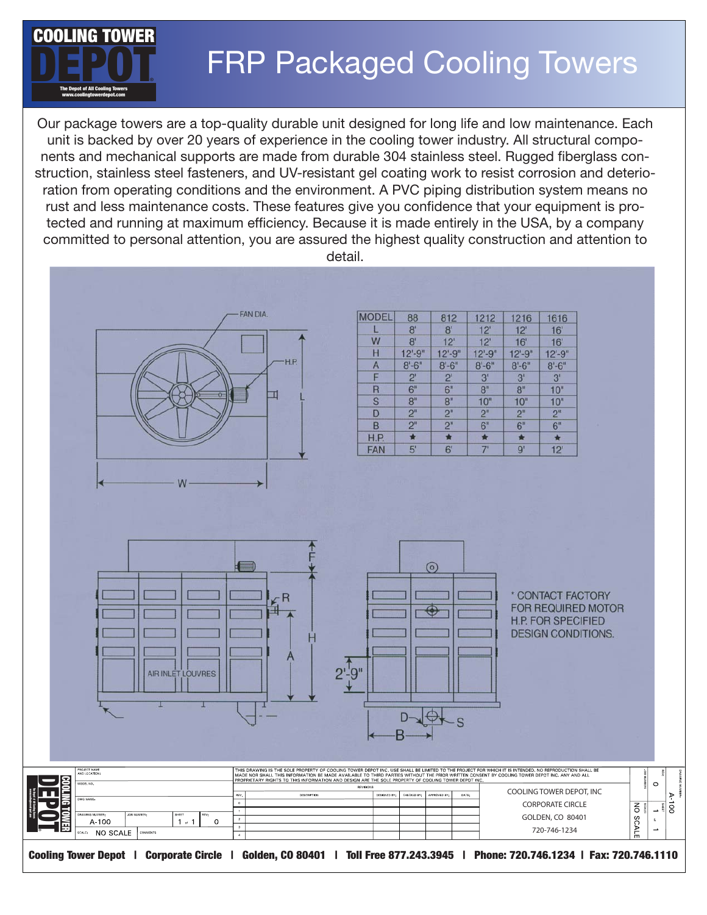# FRP Packaged Cooling Towers

Our package towers are a top-quality durable unit designed for long life and low maintenance. Each unit is backed by over 20 years of experience in the cooling tower industry. All structural components and mechanical supports are made from durable 304 stainless steel. Rugged fiberglass construction, stainless steel fasteners, and UV-resistant gel coating work to resist corrosion and deterioration from operating conditions and the environment. A PVC piping distribution system means no rust and less maintenance costs. These features give you confidence that your equipment is protected and running at maximum efficiency. Because it is made entirely in the USA, by a company committed to personal attention, you are assured the highest quality construction and attention to detail.

| MODEL | 88 | 812 | 1212 | 1216 | 1616 |
|---|---|---|---|---|---|
| L | 8' | 8' | 12' | 12' | 16' |
| W | 8' | 12' | 12' | 16' | 16' |
| H | 12'-9" | 12'-9" | 12'-9" | 12'-9" | 12'-9" |
| A | 8'-6" | 8'-6" | 8'-6" | 8'-6" | 8'-6" |
| F | 2' | 2' | 3' | 3' | 3' |
| R | 6" | 6" | 8" | 8" | 10" |
| S | 8" | 8" | 10" | 10" | 10" |
| D | 2" | 2" | 2" | 2" | 2" |
| B | 2" | 2" | 6" | 6" | 6" |
| H.P. | * | * | * | * | * |
| FAN | 5' | 6' | 7' | 9' | 12' |

FAN DIA. — H.P. — L — W — F — R — H — A — AIR INLET LOUVRES — 2'-9" — D — S — B

\* CONTACT FACTORY FOR REQUIRED MOTOR H.P. FOR SPECIFIED DESIGN CONDITIONS.

THIS DRAWING IS THE SOLE PROPERTY OF COOLING TOWER DEPOT INC. USE SHALL BE LIMITED TO THE PROJECT FOR WHICH IT IS INTENDED. NO REPRODUCTION SHALL BE MADE NOR SHALL THIS INFORMATION BE MADE AVAILABLE TO THIRD PARTIES WITHOUT THE PRIOR WRITTEN CONSENT BY COOLING TOWER DEPOT INC. ANY AND ALL PROPRIETARY RIGHTS TO THIS INFORMATION AND DESIGN ARE THE SOLE PROPERTY OF COOLING TOWER DEPOT INC.

DRAWING NUMBER: A-100 | SHEET: 1 of 1 | REV: 0 | SCALE: NO SCALE

COOLING TOWER DEPOT, INC
CORPORATE CIRCLE
GOLDEN, CO 80401
720-746-1234

Cooling Tower Depot | Corporate Circle | Golden, CO 80401 | Toll Free 877.243.3945 | Phone: 720.746.1234 | Fax: 720.746.1110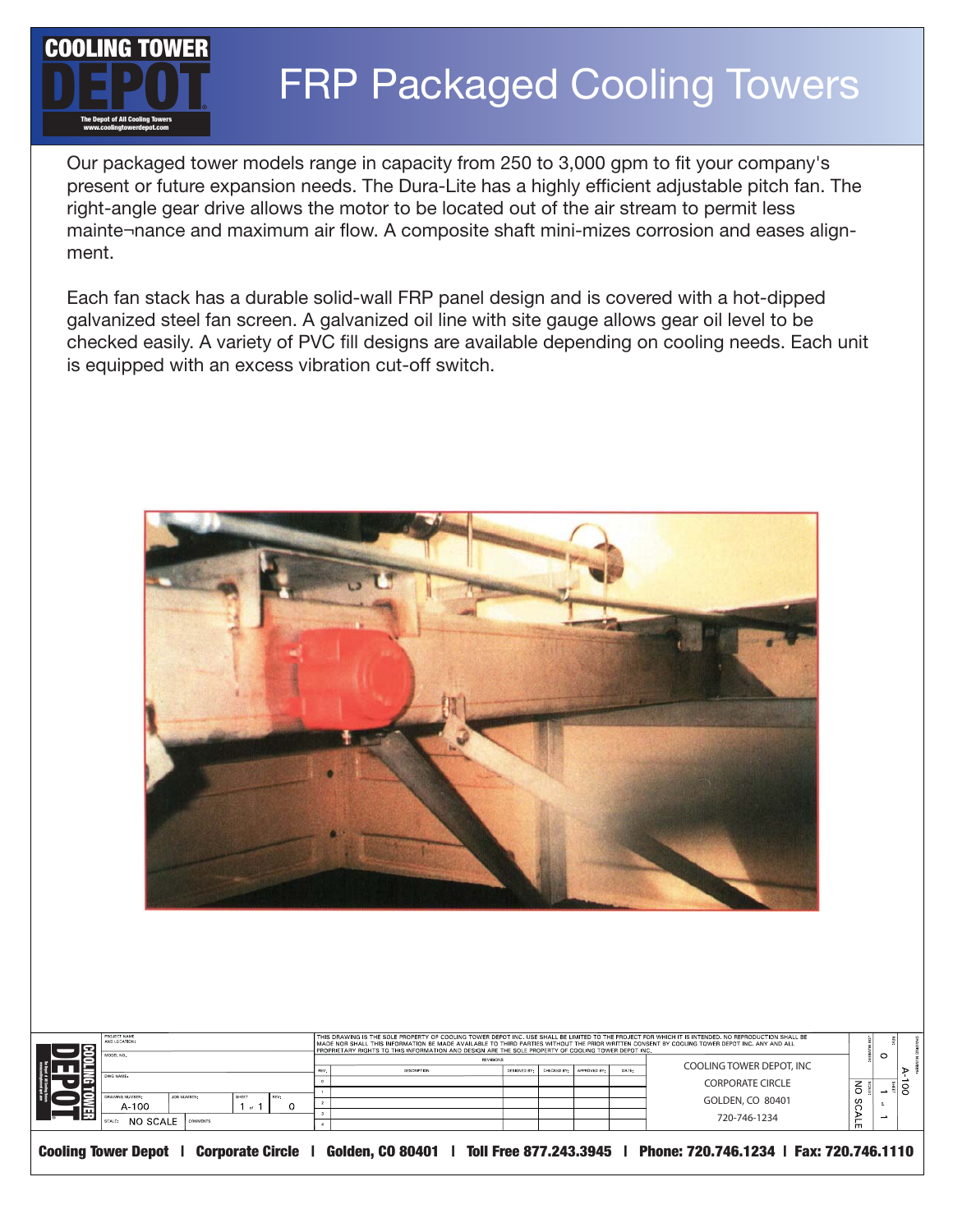# FRP Packaged Cooling Towers

Our packaged tower models range in capacity from 250 to 3,000 gpm to fit your company's present or future expansion needs. The Dura-Lite has a highly efficient adjustable pitch fan. The right-angle gear drive allows the motor to be located out of the air stream to permit less mainte¬nance and maximum air flow. A composite shaft mini-mizes corrosion and eases align-ment.

Each fan stack has a durable solid-wall FRP panel design and is covered with a hot-dipped galvanized steel fan screen. A galvanized oil line with site gauge allows gear oil level to be checked easily. A variety of PVC fill designs are available depending on cooling needs. Each unit is equipped with an excess vibration cut-off switch.

THIS DRAWING IS THE SOLE PROPERTY OF COOLING TOWER DEPOT INC. USE SHALL BE LIMITED TO THE PROJECT FOR WHICH IT IS INTENDED. NO REPRODUCTION SHALL BE MADE NOR SHALL THIS INFORMATION BE MADE AVAILABLE TO THIRD PARTIES WITHOUT THE PRIOR WRITTEN CONSENT BY COOLING TOWER DEPOT INC. ANY AND ALL PROPRIETARY RIGHTS TO THIS INFORMATION AND DESIGN ARE THE SOLE PROPERTY OF COOLING TOWER DEPOT INC.

| PROJECT NAME AND LOCATION: | | | |
|---|---|---|---|
| MODEL NO.: | | | |
| DWG NAME: | | | |
| DRAWING NUMBER: A-100 | JOB NUMBER: | SHEET: 1 of 1 | REV: 0 |
| SCALE: NO SCALE | COMMENTS: | | |

| REV. | DESCRIPTION | DESIGNED BY: | CHECKED BY: | APPROVED BY: | DATE: |
|---|---|---|---|---|---|
| 0 | | | | | |
| 1 | | | | | |
| 2 | | | | | |
| 3 | | | | | |
| 4 | | | | | |

COOLING TOWER DEPOT, INC
CORPORATE CIRCLE
GOLDEN, CO 80401
720-746-1234

JOB NUMBER: | REV: 0 | DRAWING NUMBER: A-100 | SCALE: NO SCALE | SHEET: 1 of 1

**Cooling Tower Depot | Corporate Circle | Golden, CO 80401 | Toll Free 877.243.3945 | Phone: 720.746.1234 | Fax: 720.746.1110**